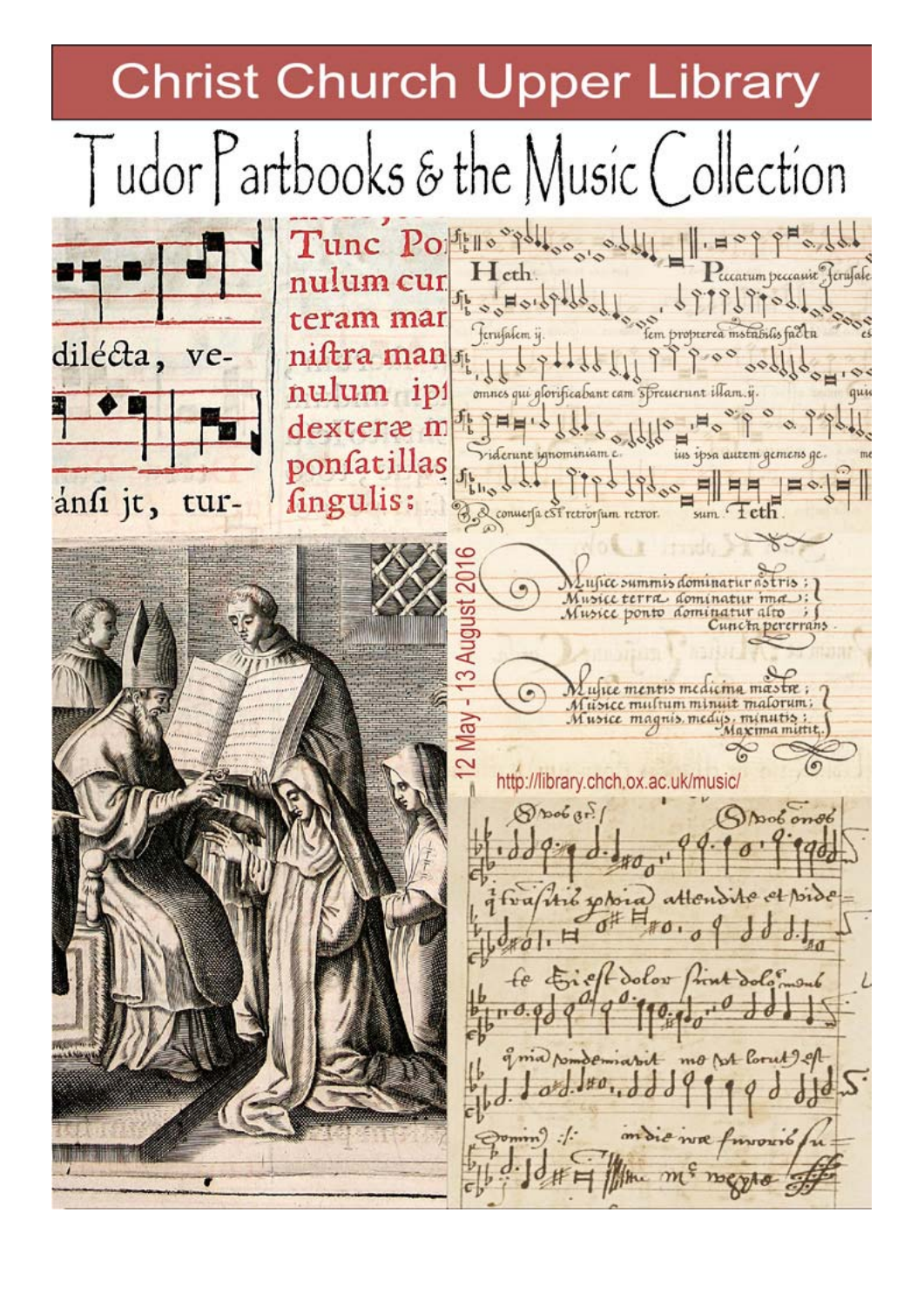# Christ Church Upper Library

## Tudor Partbooks & the Music Collection

12 May - 13 August 2016

http://library.chch.ox.ac.uk/music/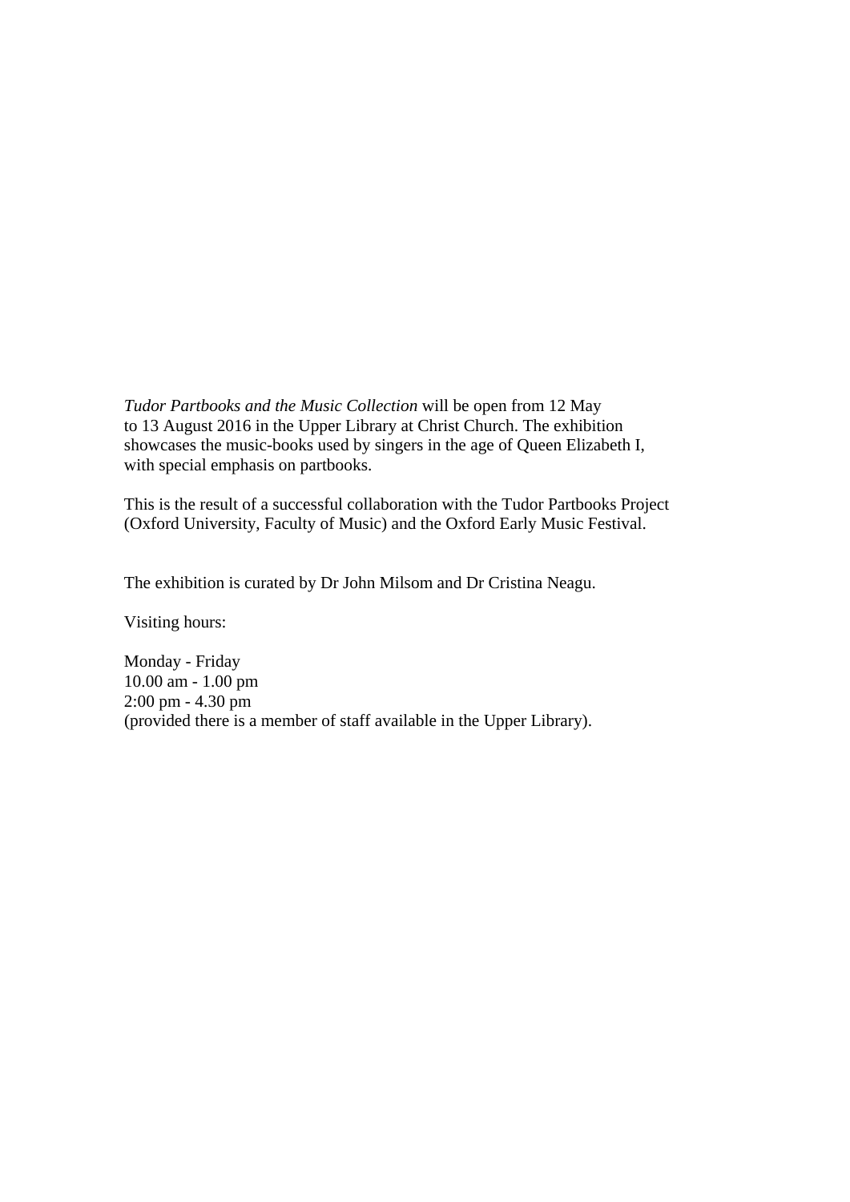*Tudor Partbooks and the Music Collection* will be open from 12 May to 13 August 2016 in the Upper Library at Christ Church. The exhibition showcases the music-books used by singers in the age of Queen Elizabeth I, with special emphasis on partbooks.

This is the result of a successful collaboration with the Tudor Partbooks Project (Oxford University, Faculty of Music) and the Oxford Early Music Festival.

The exhibition is curated by Dr John Milsom and Dr Cristina Neagu.

Visiting hours:

Monday - Friday  
10.00 am - 1.00 pm  
2:00 pm - 4.30 pm  
(provided there is a member of staff available in the Upper Library).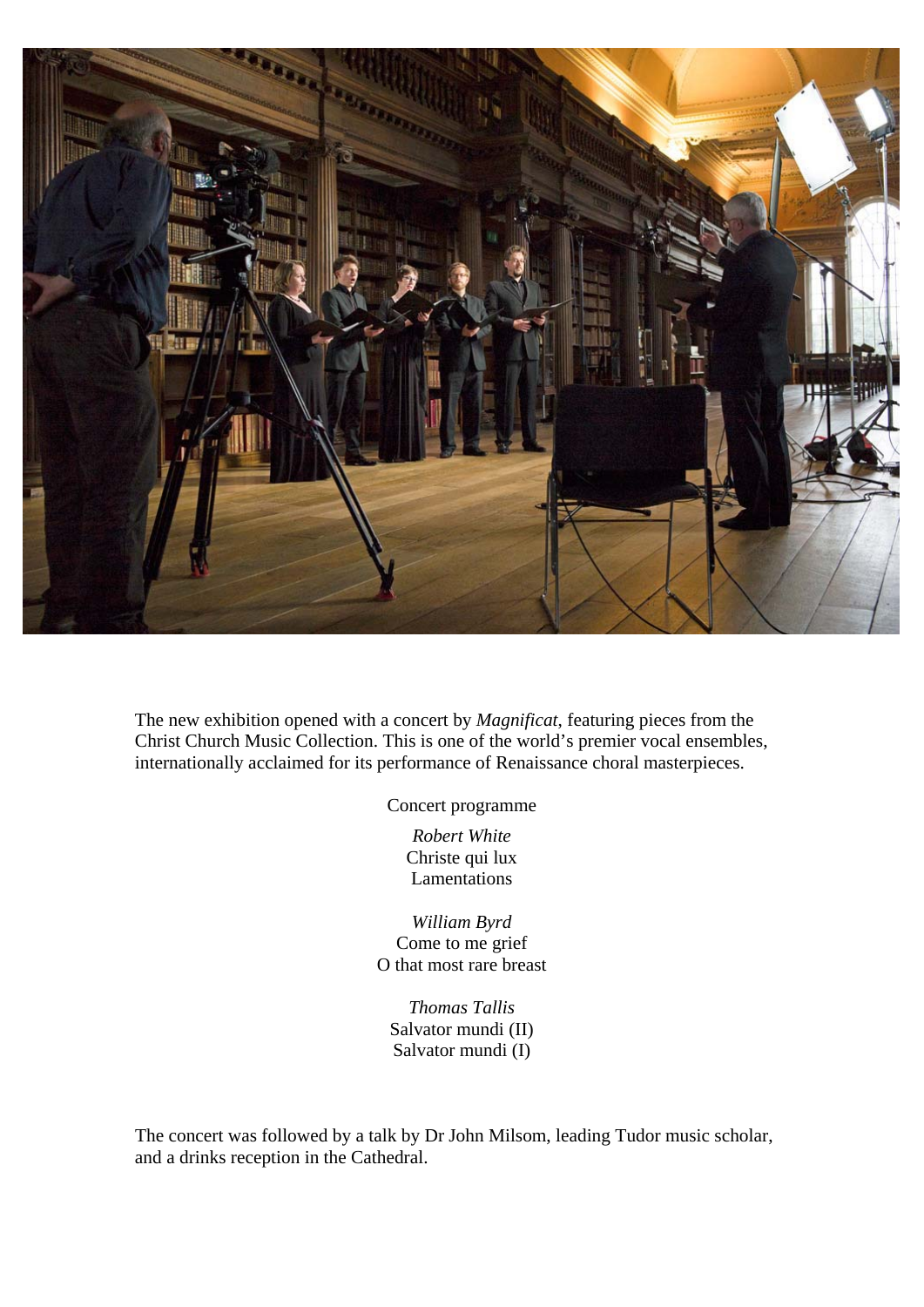The new exhibition opened with a concert by *Magnificat*, featuring pieces from the Christ Church Music Collection. This is one of the world's premier vocal ensembles, internationally acclaimed for its performance of Renaissance choral masterpieces.

Concert programme

*Robert White*
Christe qui lux
Lamentations

*William Byrd*
Come to me grief
O that most rare breast

*Thomas Tallis*
Salvator mundi (II)
Salvator mundi (I)

The concert was followed by a talk by Dr John Milsom, leading Tudor music scholar, and a drinks reception in the Cathedral.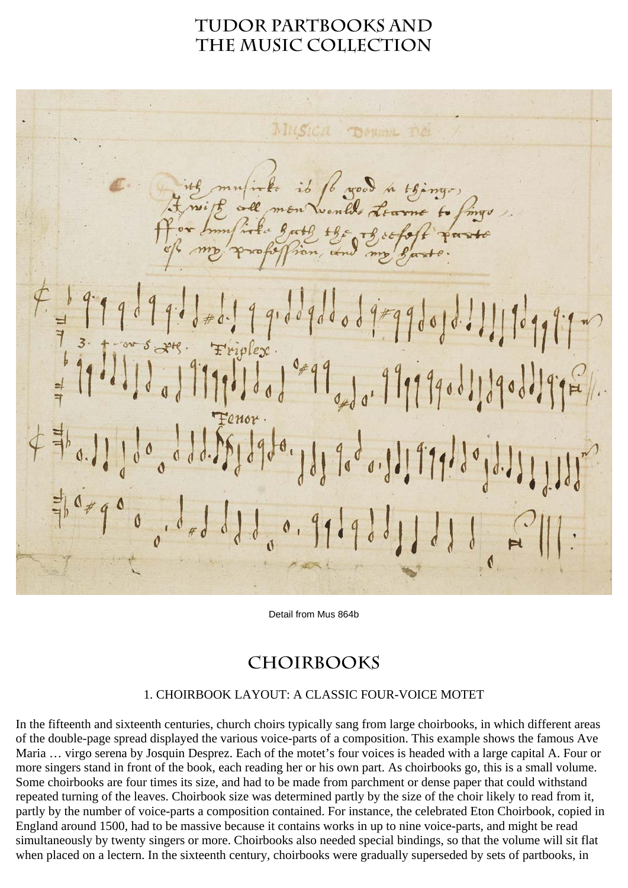# Tudor Partbooks and the Music Collection

Detail from Mus 864b

## Choirbooks

1. CHOIRBOOK LAYOUT: A CLASSIC FOUR-VOICE MOTET

In the fifteenth and sixteenth centuries, church choirs typically sang from large choirbooks, in which different areas of the double-page spread displayed the various voice-parts of a composition. This example shows the famous Ave Maria … virgo serena by Josquin Desprez. Each of the motet's four voices is headed with a large capital A. Four or more singers stand in front of the book, each reading her or his own part. As choirbooks go, this is a small volume. Some choirbooks are four times its size, and had to be made from parchment or dense paper that could withstand repeated turning of the leaves. Choirbook size was determined partly by the size of the choir likely to read from it, partly by the number of voice-parts a composition contained. For instance, the celebrated Eton Choirbook, copied in England around 1500, had to be massive because it contains works in up to nine voice-parts, and might be read simultaneously by twenty singers or more. Choirbooks also needed special bindings, so that the volume will sit flat when placed on a lectern. In the sixteenth century, choirbooks were gradually superseded by sets of partbooks, in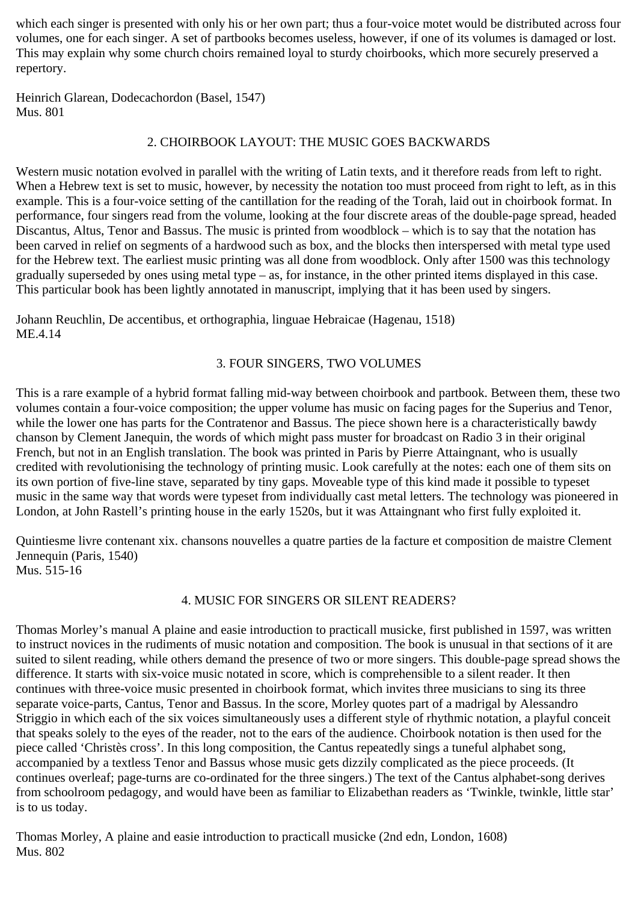which each singer is presented with only his or her own part; thus a four-voice motet would be distributed across four volumes, one for each singer. A set of partbooks becomes useless, however, if one of its volumes is damaged or lost. This may explain why some church choirs remained loyal to sturdy choirbooks, which more securely preserved a repertory.

Heinrich Glarean, Dodecachordon (Basel, 1547)
Mus. 801

## 2. CHOIRBOOK LAYOUT: THE MUSIC GOES BACKWARDS

Western music notation evolved in parallel with the writing of Latin texts, and it therefore reads from left to right. When a Hebrew text is set to music, however, by necessity the notation too must proceed from right to left, as in this example. This is a four-voice setting of the cantillation for the reading of the Torah, laid out in choirbook format. In performance, four singers read from the volume, looking at the four discrete areas of the double-page spread, headed Discantus, Altus, Tenor and Bassus. The music is printed from woodblock – which is to say that the notation has been carved in relief on segments of a hardwood such as box, and the blocks then interspersed with metal type used for the Hebrew text. The earliest music printing was all done from woodblock. Only after 1500 was this technology gradually superseded by ones using metal type – as, for instance, in the other printed items displayed in this case. This particular book has been lightly annotated in manuscript, implying that it has been used by singers.

Johann Reuchlin, De accentibus, et orthographia, linguae Hebraicae (Hagenau, 1518)
ME.4.14

## 3. FOUR SINGERS, TWO VOLUMES

This is a rare example of a hybrid format falling mid-way between choirbook and partbook. Between them, these two volumes contain a four-voice composition; the upper volume has music on facing pages for the Superius and Tenor, while the lower one has parts for the Contratenor and Bassus. The piece shown here is a characteristically bawdy chanson by Clement Janequin, the words of which might pass muster for broadcast on Radio 3 in their original French, but not in an English translation. The book was printed in Paris by Pierre Attaingnant, who is usually credited with revolutionising the technology of printing music. Look carefully at the notes: each one of them sits on its own portion of five-line stave, separated by tiny gaps. Moveable type of this kind made it possible to typeset music in the same way that words were typeset from individually cast metal letters. The technology was pioneered in London, at John Rastell's printing house in the early 1520s, but it was Attaingnant who first fully exploited it.

Quintiesme livre contenant xix. chansons nouvelles a quatre parties de la facture et composition de maistre Clement Jennequin (Paris, 1540)
Mus. 515-16

## 4. MUSIC FOR SINGERS OR SILENT READERS?

Thomas Morley's manual A plaine and easie introduction to practicall musicke, first published in 1597, was written to instruct novices in the rudiments of music notation and composition. The book is unusual in that sections of it are suited to silent reading, while others demand the presence of two or more singers. This double-page spread shows the difference. It starts with six-voice music notated in score, which is comprehensible to a silent reader. It then continues with three-voice music presented in choirbook format, which invites three musicians to sing its three separate voice-parts, Cantus, Tenor and Bassus. In the score, Morley quotes part of a madrigal by Alessandro Striggio in which each of the six voices simultaneously uses a different style of rhythmic notation, a playful conceit that speaks solely to the eyes of the reader, not to the ears of the audience. Choirbook notation is then used for the piece called 'Christès cross'. In this long composition, the Cantus repeatedly sings a tuneful alphabet song, accompanied by a textless Tenor and Bassus whose music gets dizzily complicated as the piece proceeds. (It continues overleaf; page-turns are co-ordinated for the three singers.) The text of the Cantus alphabet-song derives from schoolroom pedagogy, and would have been as familiar to Elizabethan readers as 'Twinkle, twinkle, little star' is to us today.

Thomas Morley, A plaine and easie introduction to practicall musicke (2nd edn, London, 1608)
Mus. 802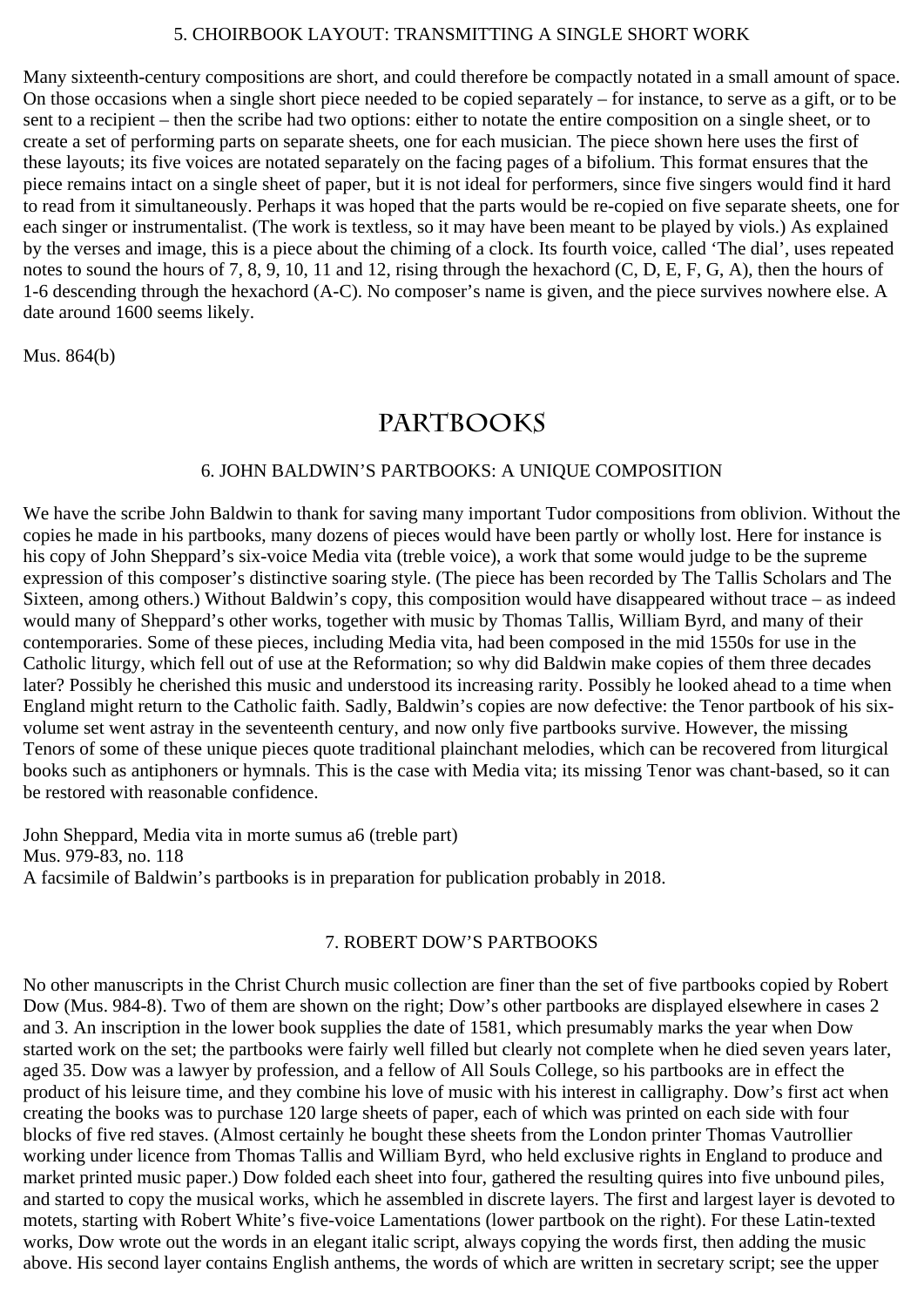### 5. CHOIRBOOK LAYOUT: TRANSMITTING A SINGLE SHORT WORK

Many sixteenth-century compositions are short, and could therefore be compactly notated in a small amount of space. On those occasions when a single short piece needed to be copied separately – for instance, to serve as a gift, or to be sent to a recipient – then the scribe had two options: either to notate the entire composition on a single sheet, or to create a set of performing parts on separate sheets, one for each musician. The piece shown here uses the first of these layouts; its five voices are notated separately on the facing pages of a bifolium. This format ensures that the piece remains intact on a single sheet of paper, but it is not ideal for performers, since five singers would find it hard to read from it simultaneously. Perhaps it was hoped that the parts would be re-copied on five separate sheets, one for each singer or instrumentalist. (The work is textless, so it may have been meant to be played by viols.) As explained by the verses and image, this is a piece about the chiming of a clock. Its fourth voice, called 'The dial', uses repeated notes to sound the hours of 7, 8, 9, 10, 11 and 12, rising through the hexachord (C, D, E, F, G, A), then the hours of 1-6 descending through the hexachord (A-C). No composer's name is given, and the piece survives nowhere else. A date around 1600 seems likely.

Mus. 864(b)

## PARTBOOKS

### 6. JOHN BALDWIN'S PARTBOOKS: A UNIQUE COMPOSITION

We have the scribe John Baldwin to thank for saving many important Tudor compositions from oblivion. Without the copies he made in his partbooks, many dozens of pieces would have been partly or wholly lost. Here for instance is his copy of John Sheppard's six-voice Media vita (treble voice), a work that some would judge to be the supreme expression of this composer's distinctive soaring style. (The piece has been recorded by The Tallis Scholars and The Sixteen, among others.) Without Baldwin's copy, this composition would have disappeared without trace – as indeed would many of Sheppard's other works, together with music by Thomas Tallis, William Byrd, and many of their contemporaries. Some of these pieces, including Media vita, had been composed in the mid 1550s for use in the Catholic liturgy, which fell out of use at the Reformation; so why did Baldwin make copies of them three decades later? Possibly he cherished this music and understood its increasing rarity. Possibly he looked ahead to a time when England might return to the Catholic faith. Sadly, Baldwin's copies are now defective: the Tenor partbook of his six-volume set went astray in the seventeenth century, and now only five partbooks survive. However, the missing Tenors of some of these unique pieces quote traditional plainchant melodies, which can be recovered from liturgical books such as antiphoners or hymnals. This is the case with Media vita; its missing Tenor was chant-based, so it can be restored with reasonable confidence.

John Sheppard, Media vita in morte sumus a6 (treble part)
Mus. 979-83, no. 118
A facsimile of Baldwin's partbooks is in preparation for publication probably in 2018.

### 7. ROBERT DOW'S PARTBOOKS

No other manuscripts in the Christ Church music collection are finer than the set of five partbooks copied by Robert Dow (Mus. 984-8). Two of them are shown on the right; Dow's other partbooks are displayed elsewhere in cases 2 and 3. An inscription in the lower book supplies the date of 1581, which presumably marks the year when Dow started work on the set; the partbooks were fairly well filled but clearly not complete when he died seven years later, aged 35. Dow was a lawyer by profession, and a fellow of All Souls College, so his partbooks are in effect the product of his leisure time, and they combine his love of music with his interest in calligraphy. Dow's first act when creating the books was to purchase 120 large sheets of paper, each of which was printed on each side with four blocks of five red staves. (Almost certainly he bought these sheets from the London printer Thomas Vautrollier working under licence from Thomas Tallis and William Byrd, who held exclusive rights in England to produce and market printed music paper.) Dow folded each sheet into four, gathered the resulting quires into five unbound piles, and started to copy the musical works, which he assembled in discrete layers. The first and largest layer is devoted to motets, starting with Robert White's five-voice Lamentations (lower partbook on the right). For these Latin-texted works, Dow wrote out the words in an elegant italic script, always copying the words first, then adding the music above. His second layer contains English anthems, the words of which are written in secretary script; see the upper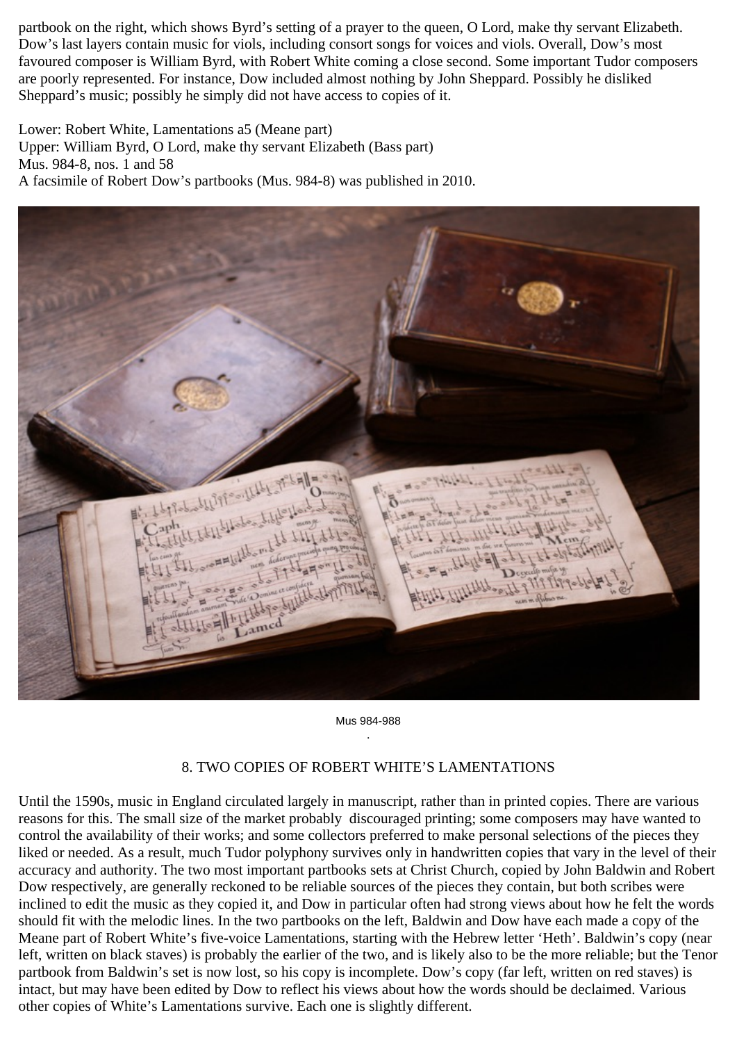partbook on the right, which shows Byrd's setting of a prayer to the queen, O Lord, make thy servant Elizabeth. Dow's last layers contain music for viols, including consort songs for voices and viols. Overall, Dow's most favoured composer is William Byrd, with Robert White coming a close second. Some important Tudor composers are poorly represented. For instance, Dow included almost nothing by John Sheppard. Possibly he disliked Sheppard's music; possibly he simply did not have access to copies of it.

Lower: Robert White, Lamentations a5 (Meane part)
Upper: William Byrd, O Lord, make thy servant Elizabeth (Bass part)
Mus. 984-8, nos. 1 and 58
A facsimile of Robert Dow's partbooks (Mus. 984-8) was published in 2010.

Mus 984-988

## 8. TWO COPIES OF ROBERT WHITE'S LAMENTATIONS

Until the 1590s, music in England circulated largely in manuscript, rather than in printed copies. There are various reasons for this. The small size of the market probably discouraged printing; some composers may have wanted to control the availability of their works; and some collectors preferred to make personal selections of the pieces they liked or needed. As a result, much Tudor polyphony survives only in handwritten copies that vary in the level of their accuracy and authority. The two most important partbooks sets at Christ Church, copied by John Baldwin and Robert Dow respectively, are generally reckoned to be reliable sources of the pieces they contain, but both scribes were inclined to edit the music as they copied it, and Dow in particular often had strong views about how he felt the words should fit with the melodic lines. In the two partbooks on the left, Baldwin and Dow have each made a copy of the Meane part of Robert White's five-voice Lamentations, starting with the Hebrew letter 'Heth'. Baldwin's copy (near left, written on black staves) is probably the earlier of the two, and is likely also to be the more reliable; but the Tenor partbook from Baldwin's set is now lost, so his copy is incomplete. Dow's copy (far left, written on red staves) is intact, but may have been edited by Dow to reflect his views about how the words should be declaimed. Various other copies of White's Lamentations survive. Each one is slightly different.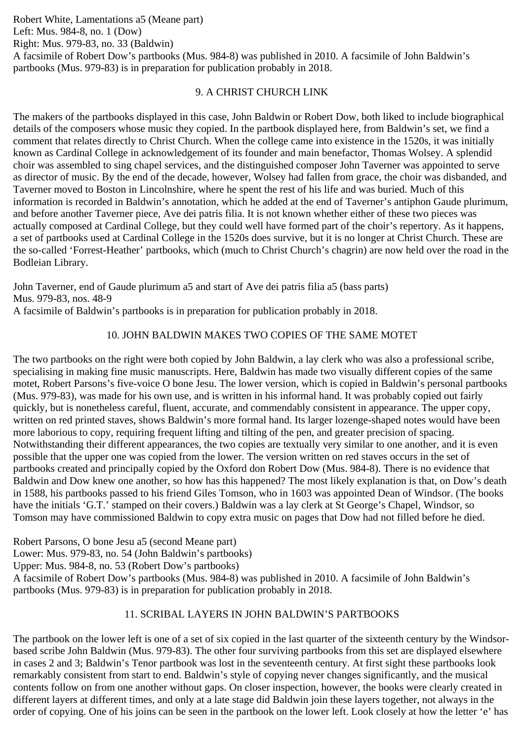Robert White, Lamentations a5 (Meane part)
Left: Mus. 984-8, no. 1 (Dow)
Right: Mus. 979-83, no. 33 (Baldwin)
A facsimile of Robert Dow's partbooks (Mus. 984-8) was published in 2010. A facsimile of John Baldwin's partbooks (Mus. 979-83) is in preparation for publication probably in 2018.

## 9. A CHRIST CHURCH LINK

The makers of the partbooks displayed in this case, John Baldwin or Robert Dow, both liked to include biographical details of the composers whose music they copied. In the partbook displayed here, from Baldwin's set, we find a comment that relates directly to Christ Church. When the college came into existence in the 1520s, it was initially known as Cardinal College in acknowledgement of its founder and main benefactor, Thomas Wolsey. A splendid choir was assembled to sing chapel services, and the distinguished composer John Taverner was appointed to serve as director of music. By the end of the decade, however, Wolsey had fallen from grace, the choir was disbanded, and Taverner moved to Boston in Lincolnshire, where he spent the rest of his life and was buried. Much of this information is recorded in Baldwin's annotation, which he added at the end of Taverner's antiphon Gaude plurimum, and before another Taverner piece, Ave dei patris filia. It is not known whether either of these two pieces was actually composed at Cardinal College, but they could well have formed part of the choir's repertory. As it happens, a set of partbooks used at Cardinal College in the 1520s does survive, but it is no longer at Christ Church. These are the so-called 'Forrest-Heather' partbooks, which (much to Christ Church's chagrin) are now held over the road in the Bodleian Library.

John Taverner, end of Gaude plurimum a5 and start of Ave dei patris filia a5 (bass parts)
Mus. 979-83, nos. 48-9
A facsimile of Baldwin's partbooks is in preparation for publication probably in 2018.

## 10. JOHN BALDWIN MAKES TWO COPIES OF THE SAME MOTET

The two partbooks on the right were both copied by John Baldwin, a lay clerk who was also a professional scribe, specialising in making fine music manuscripts. Here, Baldwin has made two visually different copies of the same motet, Robert Parsons's five-voice O bone Jesu. The lower version, which is copied in Baldwin's personal partbooks (Mus. 979-83), was made for his own use, and is written in his informal hand. It was probably copied out fairly quickly, but is nonetheless careful, fluent, accurate, and commendably consistent in appearance. The upper copy, written on red printed staves, shows Baldwin's more formal hand. Its larger lozenge-shaped notes would have been more laborious to copy, requiring frequent lifting and tilting of the pen, and greater precision of spacing. Notwithstanding their different appearances, the two copies are textually very similar to one another, and it is even possible that the upper one was copied from the lower. The version written on red staves occurs in the set of partbooks created and principally copied by the Oxford don Robert Dow (Mus. 984-8). There is no evidence that Baldwin and Dow knew one another, so how has this happened? The most likely explanation is that, on Dow's death in 1588, his partbooks passed to his friend Giles Tomson, who in 1603 was appointed Dean of Windsor. (The books have the initials 'G.T.' stamped on their covers.) Baldwin was a lay clerk at St George's Chapel, Windsor, so Tomson may have commissioned Baldwin to copy extra music on pages that Dow had not filled before he died.

Robert Parsons, O bone Jesu a5 (second Meane part)
Lower: Mus. 979-83, no. 54 (John Baldwin's partbooks)
Upper: Mus. 984-8, no. 53 (Robert Dow's partbooks)
A facsimile of Robert Dow's partbooks (Mus. 984-8) was published in 2010. A facsimile of John Baldwin's partbooks (Mus. 979-83) is in preparation for publication probably in 2018.

## 11. SCRIBAL LAYERS IN JOHN BALDWIN'S PARTBOOKS

The partbook on the lower left is one of a set of six copied in the last quarter of the sixteenth century by the Windsor-based scribe John Baldwin (Mus. 979-83). The other four surviving partbooks from this set are displayed elsewhere in cases 2 and 3; Baldwin's Tenor partbook was lost in the seventeenth century. At first sight these partbooks look remarkably consistent from start to end. Baldwin's style of copying never changes significantly, and the musical contents follow on from one another without gaps. On closer inspection, however, the books were clearly created in different layers at different times, and only at a late stage did Baldwin join these layers together, not always in the order of copying. One of his joins can be seen in the partbook on the lower left. Look closely at how the letter 'e' has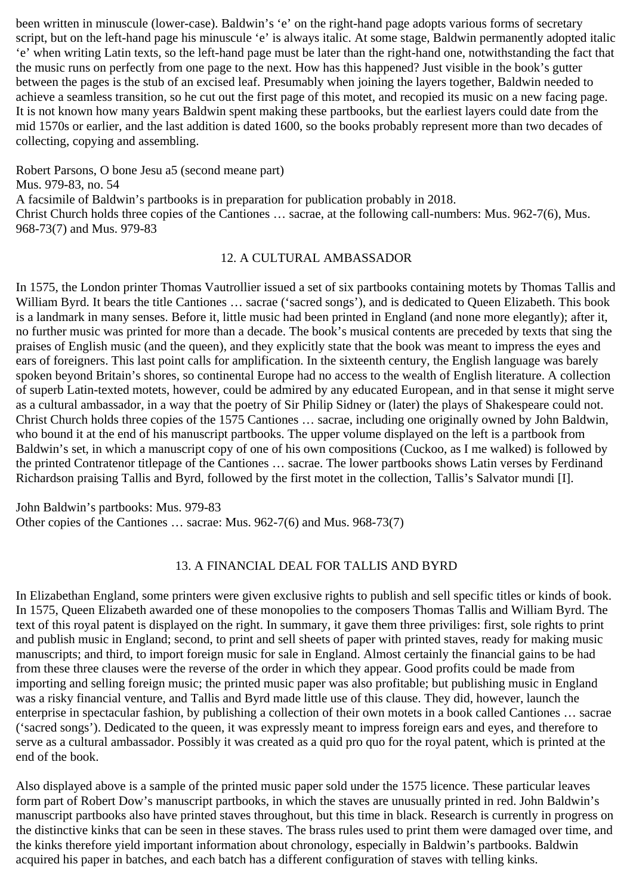been written in minuscule (lower-case). Baldwin's 'e' on the right-hand page adopts various forms of secretary script, but on the left-hand page his minuscule 'e' is always italic. At some stage, Baldwin permanently adopted italic 'e' when writing Latin texts, so the left-hand page must be later than the right-hand one, notwithstanding the fact that the music runs on perfectly from one page to the next. How has this happened? Just visible in the book's gutter between the pages is the stub of an excised leaf. Presumably when joining the layers together, Baldwin needed to achieve a seamless transition, so he cut out the first page of this motet, and recopied its music on a new facing page. It is not known how many years Baldwin spent making these partbooks, but the earliest layers could date from the mid 1570s or earlier, and the last addition is dated 1600, so the books probably represent more than two decades of collecting, copying and assembling.

Robert Parsons, O bone Jesu a5 (second meane part)
Mus. 979-83, no. 54
A facsimile of Baldwin's partbooks is in preparation for publication probably in 2018.
Christ Church holds three copies of the Cantiones … sacrae, at the following call-numbers: Mus. 962-7(6), Mus. 968-73(7) and Mus. 979-83

## 12. A CULTURAL AMBASSADOR

In 1575, the London printer Thomas Vautrollier issued a set of six partbooks containing motets by Thomas Tallis and William Byrd. It bears the title Cantiones … sacrae ('sacred songs'), and is dedicated to Queen Elizabeth. This book is a landmark in many senses. Before it, little music had been printed in England (and none more elegantly); after it, no further music was printed for more than a decade. The book's musical contents are preceded by texts that sing the praises of English music (and the queen), and they explicitly state that the book was meant to impress the eyes and ears of foreigners. This last point calls for amplification. In the sixteenth century, the English language was barely spoken beyond Britain's shores, so continental Europe had no access to the wealth of English literature. A collection of superb Latin-texted motets, however, could be admired by any educated European, and in that sense it might serve as a cultural ambassador, in a way that the poetry of Sir Philip Sidney or (later) the plays of Shakespeare could not. Christ Church holds three copies of the 1575 Cantiones … sacrae, including one originally owned by John Baldwin, who bound it at the end of his manuscript partbooks. The upper volume displayed on the left is a partbook from Baldwin's set, in which a manuscript copy of one of his own compositions (Cuckoo, as I me walked) is followed by the printed Contratenor titlepage of the Cantiones … sacrae. The lower partbooks shows Latin verses by Ferdinand Richardson praising Tallis and Byrd, followed by the first motet in the collection, Tallis's Salvator mundi [I].

John Baldwin's partbooks: Mus. 979-83
Other copies of the Cantiones … sacrae: Mus. 962-7(6) and Mus. 968-73(7)

## 13. A FINANCIAL DEAL FOR TALLIS AND BYRD

In Elizabethan England, some printers were given exclusive rights to publish and sell specific titles or kinds of book. In 1575, Queen Elizabeth awarded one of these monopolies to the composers Thomas Tallis and William Byrd. The text of this royal patent is displayed on the right. In summary, it gave them three priviliges: first, sole rights to print and publish music in England; second, to print and sell sheets of paper with printed staves, ready for making music manuscripts; and third, to import foreign music for sale in England. Almost certainly the financial gains to be had from these three clauses were the reverse of the order in which they appear. Good profits could be made from importing and selling foreign music; the printed music paper was also profitable; but publishing music in England was a risky financial venture, and Tallis and Byrd made little use of this clause. They did, however, launch the enterprise in spectacular fashion, by publishing a collection of their own motets in a book called Cantiones … sacrae ('sacred songs'). Dedicated to the queen, it was expressly meant to impress foreign ears and eyes, and therefore to serve as a cultural ambassador. Possibly it was created as a quid pro quo for the royal patent, which is printed at the end of the book.

Also displayed above is a sample of the printed music paper sold under the 1575 licence. These particular leaves form part of Robert Dow's manuscript partbooks, in which the staves are unusually printed in red. John Baldwin's manuscript partbooks also have printed staves throughout, but this time in black. Research is currently in progress on the distinctive kinks that can be seen in these staves. The brass rules used to print them were damaged over time, and the kinks therefore yield important information about chronology, especially in Baldwin's partbooks. Baldwin acquired his paper in batches, and each batch has a different configuration of staves with telling kinks.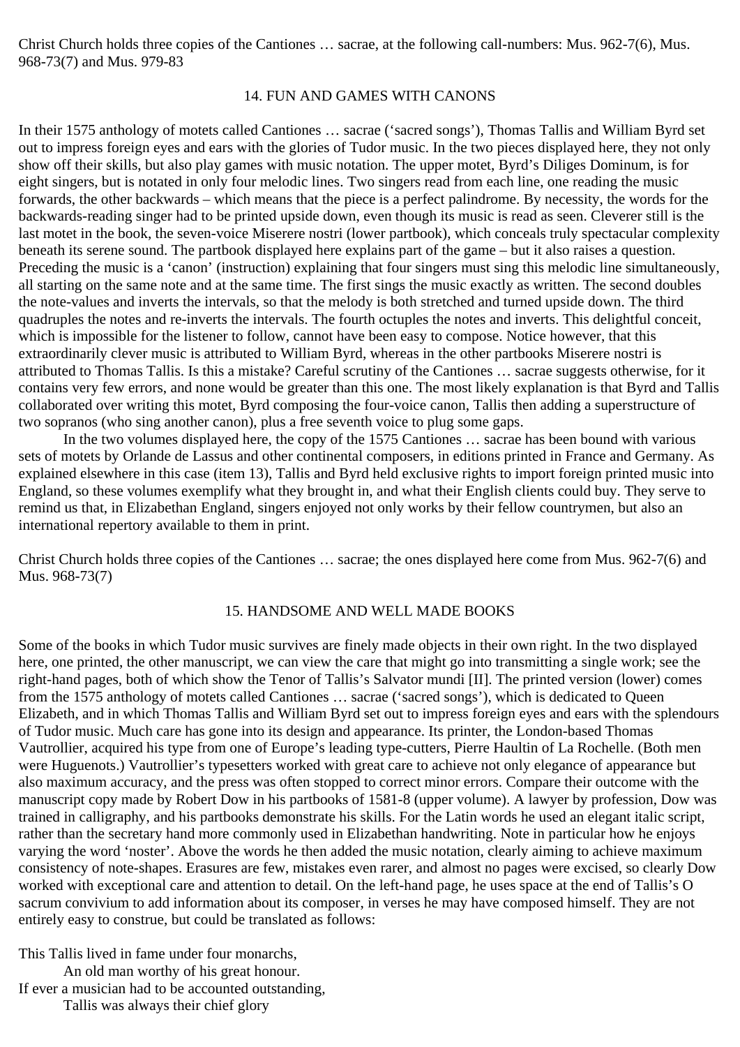Christ Church holds three copies of the Cantiones … sacrae, at the following call-numbers: Mus. 962-7(6), Mus. 968-73(7) and Mus. 979-83

## 14. FUN AND GAMES WITH CANONS

In their 1575 anthology of motets called Cantiones … sacrae ('sacred songs'), Thomas Tallis and William Byrd set out to impress foreign eyes and ears with the glories of Tudor music. In the two pieces displayed here, they not only show off their skills, but also play games with music notation. The upper motet, Byrd's Diliges Dominum, is for eight singers, but is notated in only four melodic lines. Two singers read from each line, one reading the music forwards, the other backwards – which means that the piece is a perfect palindrome. By necessity, the words for the backwards-reading singer had to be printed upside down, even though its music is read as seen. Cleverer still is the last motet in the book, the seven-voice Miserere nostri (lower partbook), which conceals truly spectacular complexity beneath its serene sound. The partbook displayed here explains part of the game – but it also raises a question. Preceding the music is a 'canon' (instruction) explaining that four singers must sing this melodic line simultaneously, all starting on the same note and at the same time. The first sings the music exactly as written. The second doubles the note-values and inverts the intervals, so that the melody is both stretched and turned upside down. The third quadruples the notes and re-inverts the intervals. The fourth octuples the notes and inverts. This delightful conceit, which is impossible for the listener to follow, cannot have been easy to compose. Notice however, that this extraordinarily clever music is attributed to William Byrd, whereas in the other partbooks Miserere nostri is attributed to Thomas Tallis. Is this a mistake? Careful scrutiny of the Cantiones … sacrae suggests otherwise, for it contains very few errors, and none would be greater than this one. The most likely explanation is that Byrd and Tallis collaborated over writing this motet, Byrd composing the four-voice canon, Tallis then adding a superstructure of two sopranos (who sing another canon), plus a free seventh voice to plug some gaps.

In the two volumes displayed here, the copy of the 1575 Cantiones … sacrae has been bound with various sets of motets by Orlande de Lassus and other continental composers, in editions printed in France and Germany. As explained elsewhere in this case (item 13), Tallis and Byrd held exclusive rights to import foreign printed music into England, so these volumes exemplify what they brought in, and what their English clients could buy. They serve to remind us that, in Elizabethan England, singers enjoyed not only works by their fellow countrymen, but also an international repertory available to them in print.

Christ Church holds three copies of the Cantiones … sacrae; the ones displayed here come from Mus. 962-7(6) and Mus. 968-73(7)

## 15. HANDSOME AND WELL MADE BOOKS

Some of the books in which Tudor music survives are finely made objects in their own right. In the two displayed here, one printed, the other manuscript, we can view the care that might go into transmitting a single work; see the right-hand pages, both of which show the Tenor of Tallis's Salvator mundi [II]. The printed version (lower) comes from the 1575 anthology of motets called Cantiones … sacrae ('sacred songs'), which is dedicated to Queen Elizabeth, and in which Thomas Tallis and William Byrd set out to impress foreign eyes and ears with the splendours of Tudor music. Much care has gone into its design and appearance. Its printer, the London-based Thomas Vautrollier, acquired his type from one of Europe's leading type-cutters, Pierre Haultin of La Rochelle. (Both men were Huguenots.) Vautrollier's typesetters worked with great care to achieve not only elegance of appearance but also maximum accuracy, and the press was often stopped to correct minor errors. Compare their outcome with the manuscript copy made by Robert Dow in his partbooks of 1581-8 (upper volume). A lawyer by profession, Dow was trained in calligraphy, and his partbooks demonstrate his skills. For the Latin words he used an elegant italic script, rather than the secretary hand more commonly used in Elizabethan handwriting. Note in particular how he enjoys varying the word 'noster'. Above the words he then added the music notation, clearly aiming to achieve maximum consistency of note-shapes. Erasures are few, mistakes even rarer, and almost no pages were excised, so clearly Dow worked with exceptional care and attention to detail. On the left-hand page, he uses space at the end of Tallis's O sacrum convivium to add information about its composer, in verses he may have composed himself. They are not entirely easy to construe, but could be translated as follows:

This Tallis lived in fame under four monarchs,
An old man worthy of his great honour.
If ever a musician had to be accounted outstanding,
Tallis was always their chief glory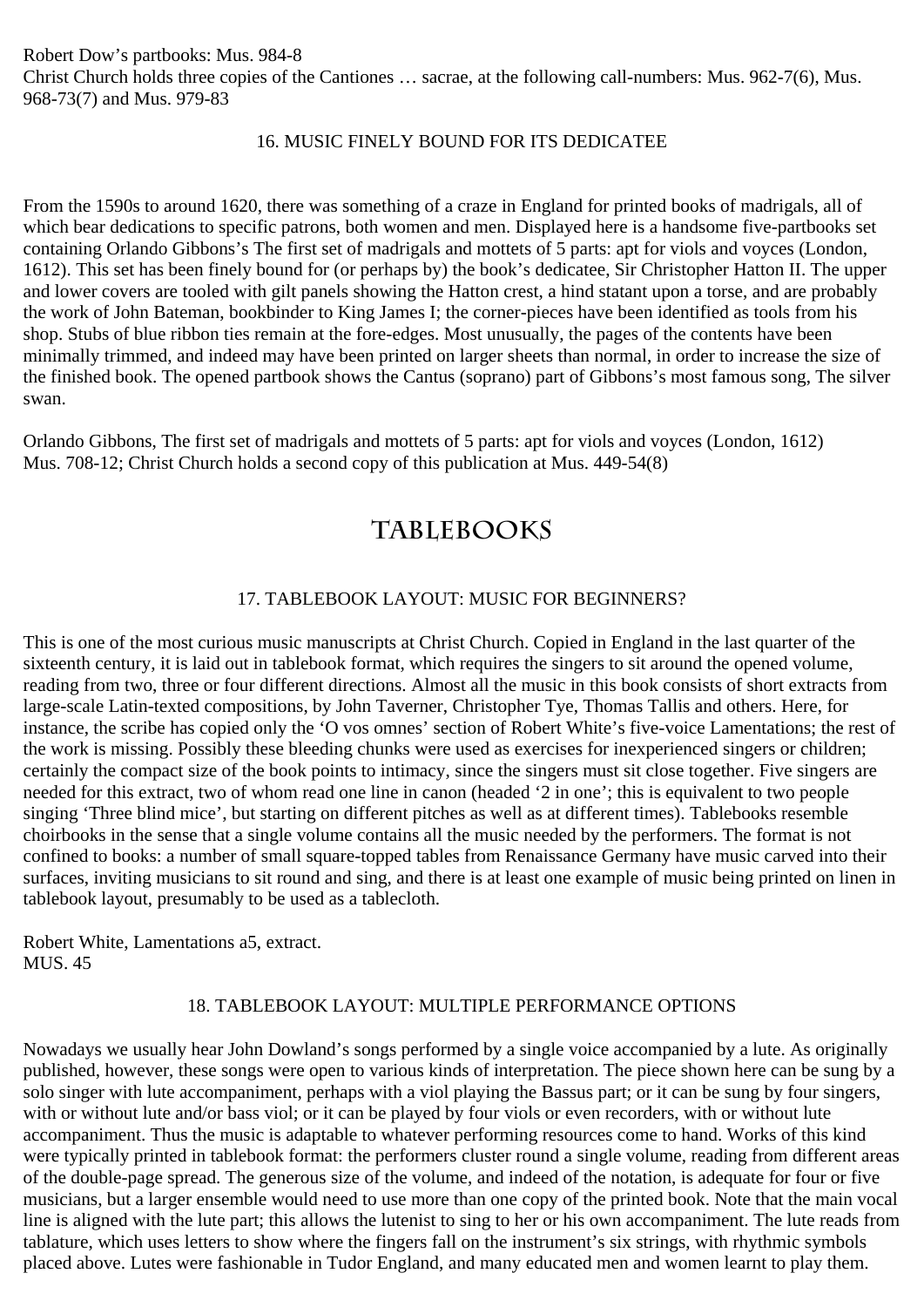Robert Dow's partbooks: Mus. 984-8
Christ Church holds three copies of the Cantiones … sacrae, at the following call-numbers: Mus. 962-7(6), Mus. 968-73(7) and Mus. 979-83

### 16. MUSIC FINELY BOUND FOR ITS DEDICATEE

From the 1590s to around 1620, there was something of a craze in England for printed books of madrigals, all of which bear dedications to specific patrons, both women and men. Displayed here is a handsome five-partbooks set containing Orlando Gibbons's The first set of madrigals and mottets of 5 parts: apt for viols and voyces (London, 1612). This set has been finely bound for (or perhaps by) the book's dedicatee, Sir Christopher Hatton II. The upper and lower covers are tooled with gilt panels showing the Hatton crest, a hind statant upon a torse, and are probably the work of John Bateman, bookbinder to King James I; the corner-pieces have been identified as tools from his shop. Stubs of blue ribbon ties remain at the fore-edges. Most unusually, the pages of the contents have been minimally trimmed, and indeed may have been printed on larger sheets than normal, in order to increase the size of the finished book. The opened partbook shows the Cantus (soprano) part of Gibbons's most famous song, The silver swan.

Orlando Gibbons, The first set of madrigals and mottets of 5 parts: apt for viols and voyces (London, 1612)
Mus. 708-12; Christ Church holds a second copy of this publication at Mus. 449-54(8)

## TABLEBOOKS

### 17. TABLEBOOK LAYOUT: MUSIC FOR BEGINNERS?

This is one of the most curious music manuscripts at Christ Church. Copied in England in the last quarter of the sixteenth century, it is laid out in tablebook format, which requires the singers to sit around the opened volume, reading from two, three or four different directions. Almost all the music in this book consists of short extracts from large-scale Latin-texted compositions, by John Taverner, Christopher Tye, Thomas Tallis and others. Here, for instance, the scribe has copied only the 'O vos omnes' section of Robert White's five-voice Lamentations; the rest of the work is missing. Possibly these bleeding chunks were used as exercises for inexperienced singers or children; certainly the compact size of the book points to intimacy, since the singers must sit close together. Five singers are needed for this extract, two of whom read one line in canon (headed '2 in one'; this is equivalent to two people singing 'Three blind mice', but starting on different pitches as well as at different times). Tablebooks resemble choirbooks in the sense that a single volume contains all the music needed by the performers. The format is not confined to books: a number of small square-topped tables from Renaissance Germany have music carved into their surfaces, inviting musicians to sit round and sing, and there is at least one example of music being printed on linen in tablebook layout, presumably to be used as a tablecloth.

Robert White, Lamentations a5, extract.
MUS. 45

### 18. TABLEBOOK LAYOUT: MULTIPLE PERFORMANCE OPTIONS

Nowadays we usually hear John Dowland's songs performed by a single voice accompanied by a lute. As originally published, however, these songs were open to various kinds of interpretation. The piece shown here can be sung by a solo singer with lute accompaniment, perhaps with a viol playing the Bassus part; or it can be sung by four singers, with or without lute and/or bass viol; or it can be played by four viols or even recorders, with or without lute accompaniment. Thus the music is adaptable to whatever performing resources come to hand. Works of this kind were typically printed in tablebook format: the performers cluster round a single volume, reading from different areas of the double-page spread. The generous size of the volume, and indeed of the notation, is adequate for four or five musicians, but a larger ensemble would need to use more than one copy of the printed book. Note that the main vocal line is aligned with the lute part; this allows the lutenist to sing to her or his own accompaniment. The lute reads from tablature, which uses letters to show where the fingers fall on the instrument's six strings, with rhythmic symbols placed above. Lutes were fashionable in Tudor England, and many educated men and women learnt to play them.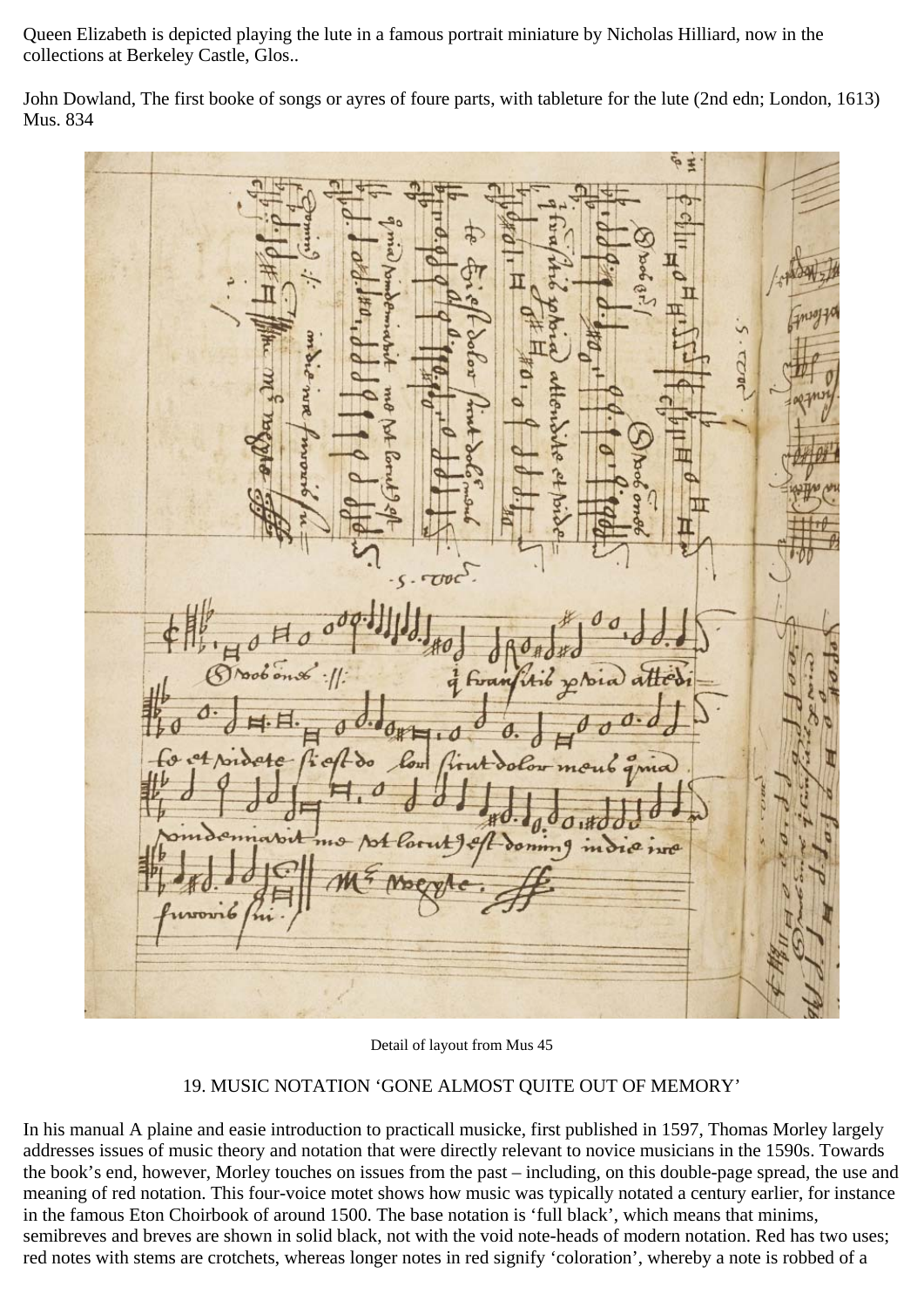Queen Elizabeth is depicted playing the lute in a famous portrait miniature by Nicholas Hilliard, now in the collections at Berkeley Castle, Glos..

John Dowland, The first booke of songs or ayres of foure parts, with tableture for the lute (2nd edn; London, 1613) Mus. 834

Detail of layout from Mus 45

## 19. MUSIC NOTATION 'GONE ALMOST QUITE OUT OF MEMORY'

In his manual A plaine and easie introduction to practicall musicke, first published in 1597, Thomas Morley largely addresses issues of music theory and notation that were directly relevant to novice musicians in the 1590s. Towards the book's end, however, Morley touches on issues from the past – including, on this double-page spread, the use and meaning of red notation. This four-voice motet shows how music was typically notated a century earlier, for instance in the famous Eton Choirbook of around 1500. The base notation is 'full black', which means that minims, semibreves and breves are shown in solid black, not with the void note-heads of modern notation. Red has two uses; red notes with stems are crotchets, whereas longer notes in red signify 'coloration', whereby a note is robbed of a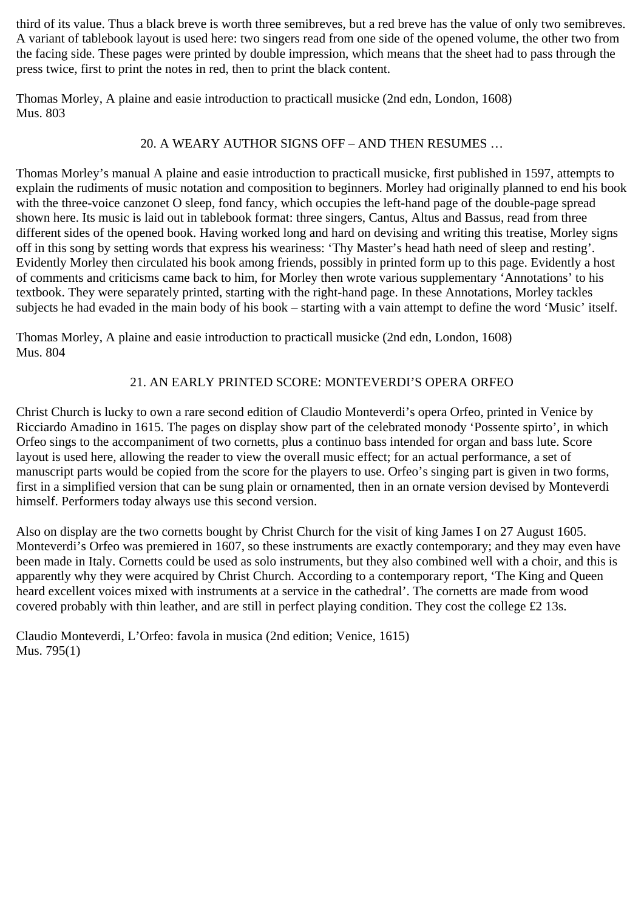third of its value. Thus a black breve is worth three semibreves, but a red breve has the value of only two semibreves. A variant of tablebook layout is used here: two singers read from one side of the opened volume, the other two from the facing side. These pages were printed by double impression, which means that the sheet had to pass through the press twice, first to print the notes in red, then to print the black content.

Thomas Morley, A plaine and easie introduction to practicall musicke (2nd edn, London, 1608)
Mus. 803

## 20. A WEARY AUTHOR SIGNS OFF – AND THEN RESUMES …

Thomas Morley's manual A plaine and easie introduction to practicall musicke, first published in 1597, attempts to explain the rudiments of music notation and composition to beginners. Morley had originally planned to end his book with the three-voice canzonet O sleep, fond fancy, which occupies the left-hand page of the double-page spread shown here. Its music is laid out in tablebook format: three singers, Cantus, Altus and Bassus, read from three different sides of the opened book. Having worked long and hard on devising and writing this treatise, Morley signs off in this song by setting words that express his weariness: 'Thy Master's head hath need of sleep and resting'. Evidently Morley then circulated his book among friends, possibly in printed form up to this page. Evidently a host of comments and criticisms came back to him, for Morley then wrote various supplementary 'Annotations' to his textbook. They were separately printed, starting with the right-hand page. In these Annotations, Morley tackles subjects he had evaded in the main body of his book – starting with a vain attempt to define the word 'Music' itself.

Thomas Morley, A plaine and easie introduction to practicall musicke (2nd edn, London, 1608)
Mus. 804

## 21. AN EARLY PRINTED SCORE: MONTEVERDI'S OPERA ORFEO

Christ Church is lucky to own a rare second edition of Claudio Monteverdi's opera Orfeo, printed in Venice by Ricciardo Amadino in 1615. The pages on display show part of the celebrated monody 'Possente spirto', in which Orfeo sings to the accompaniment of two cornetts, plus a continuo bass intended for organ and bass lute. Score layout is used here, allowing the reader to view the overall music effect; for an actual performance, a set of manuscript parts would be copied from the score for the players to use. Orfeo's singing part is given in two forms, first in a simplified version that can be sung plain or ornamented, then in an ornate version devised by Monteverdi himself. Performers today always use this second version.

Also on display are the two cornetts bought by Christ Church for the visit of king James I on 27 August 1605. Monteverdi's Orfeo was premiered in 1607, so these instruments are exactly contemporary; and they may even have been made in Italy. Cornetts could be used as solo instruments, but they also combined well with a choir, and this is apparently why they were acquired by Christ Church. According to a contemporary report, 'The King and Queen heard excellent voices mixed with instruments at a service in the cathedral'. The cornetts are made from wood covered probably with thin leather, and are still in perfect playing condition. They cost the college £2 13s.

Claudio Monteverdi, L'Orfeo: favola in musica (2nd edition; Venice, 1615)
Mus. 795(1)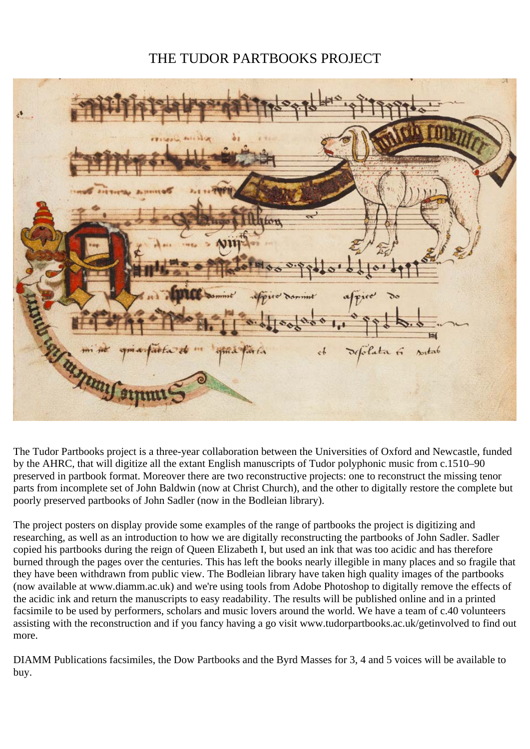# THE TUDOR PARTBOOKS PROJECT

The Tudor Partbooks project is a three-year collaboration between the Universities of Oxford and Newcastle, funded by the AHRC, that will digitize all the extant English manuscripts of Tudor polyphonic music from c.1510–90 preserved in partbook format. Moreover there are two reconstructive projects: one to reconstruct the missing tenor parts from incomplete set of John Baldwin (now at Christ Church), and the other to digitally restore the complete but poorly preserved partbooks of John Sadler (now in the Bodleian library).

The project posters on display provide some examples of the range of partbooks the project is digitizing and researching, as well as an introduction to how we are digitally reconstructing the partbooks of John Sadler. Sadler copied his partbooks during the reign of Queen Elizabeth I, but used an ink that was too acidic and has therefore burned through the pages over the centuries. This has left the books nearly illegible in many places and so fragile that they have been withdrawn from public view. The Bodleian library have taken high quality images of the partbooks (now available at www.diamm.ac.uk) and we're using tools from Adobe Photoshop to digitally remove the effects of the acidic ink and return the manuscripts to easy readability. The results will be published online and in a printed facsimile to be used by performers, scholars and music lovers around the world. We have a team of c.40 volunteers assisting with the reconstruction and if you fancy having a go visit www.tudorpartbooks.ac.uk/getinvolved to find out more.

DIAMM Publications facsimiles, the Dow Partbooks and the Byrd Masses for 3, 4 and 5 voices will be available to buy.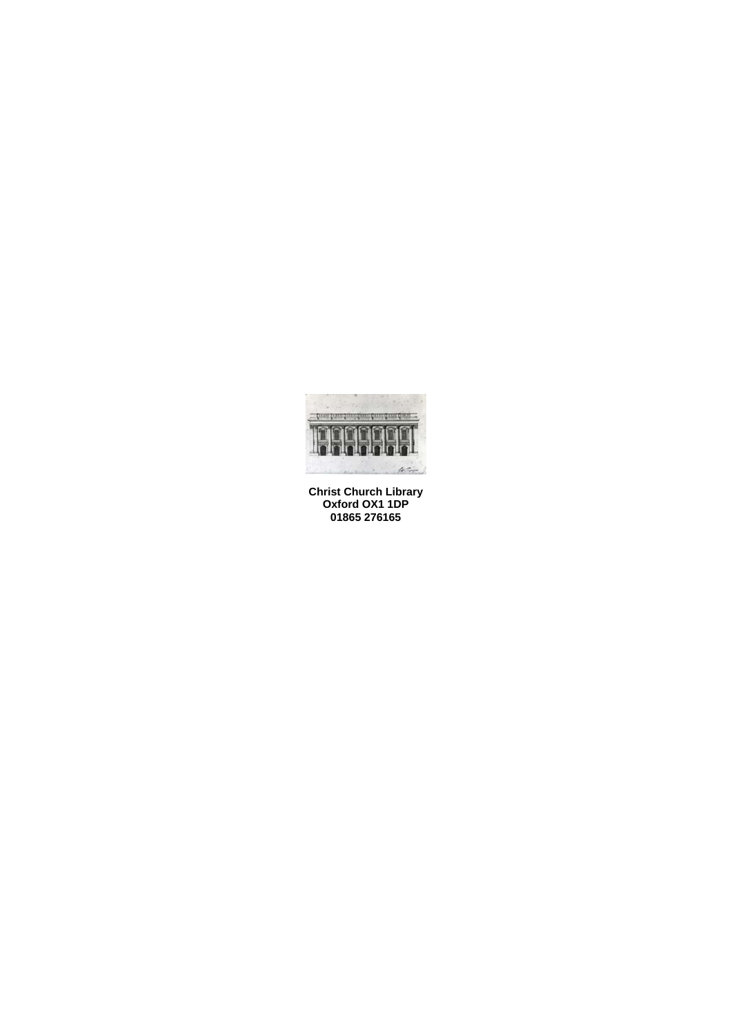**Christ Church Library**
**Oxford OX1 1DP**
**01865 276165**